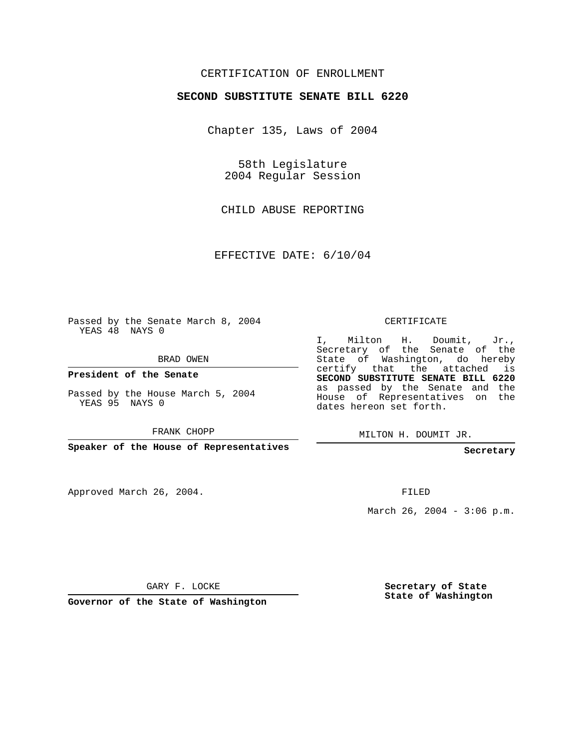CERTIFICATION OF ENROLLMENT

**SECOND SUBSTITUTE SENATE BILL 6220**

Chapter 135, Laws of 2004

58th Legislature
2004 Regular Session

CHILD ABUSE REPORTING

EFFECTIVE DATE: 6/10/04

Passed by the Senate March 8, 2004
YEAS 48 NAYS 0

BRAD OWEN

**President of the Senate**

Passed by the House March 5, 2004
YEAS 95 NAYS 0

FRANK CHOPP

**Speaker of the House of Representatives**

Approved March 26, 2004.

GARY F. LOCKE

**Governor of the State of Washington**

CERTIFICATE

I, Milton H. Doumit, Jr., Secretary of the Senate of the State of Washington, do hereby certify that the attached is **SECOND SUBSTITUTE SENATE BILL 6220** as passed by the Senate and the House of Representatives on the dates hereon set forth.

MILTON H. DOUMIT JR.

**Secretary**

FILED

March 26, 2004 - 3:06 p.m.

**Secretary of State**
**State of Washington**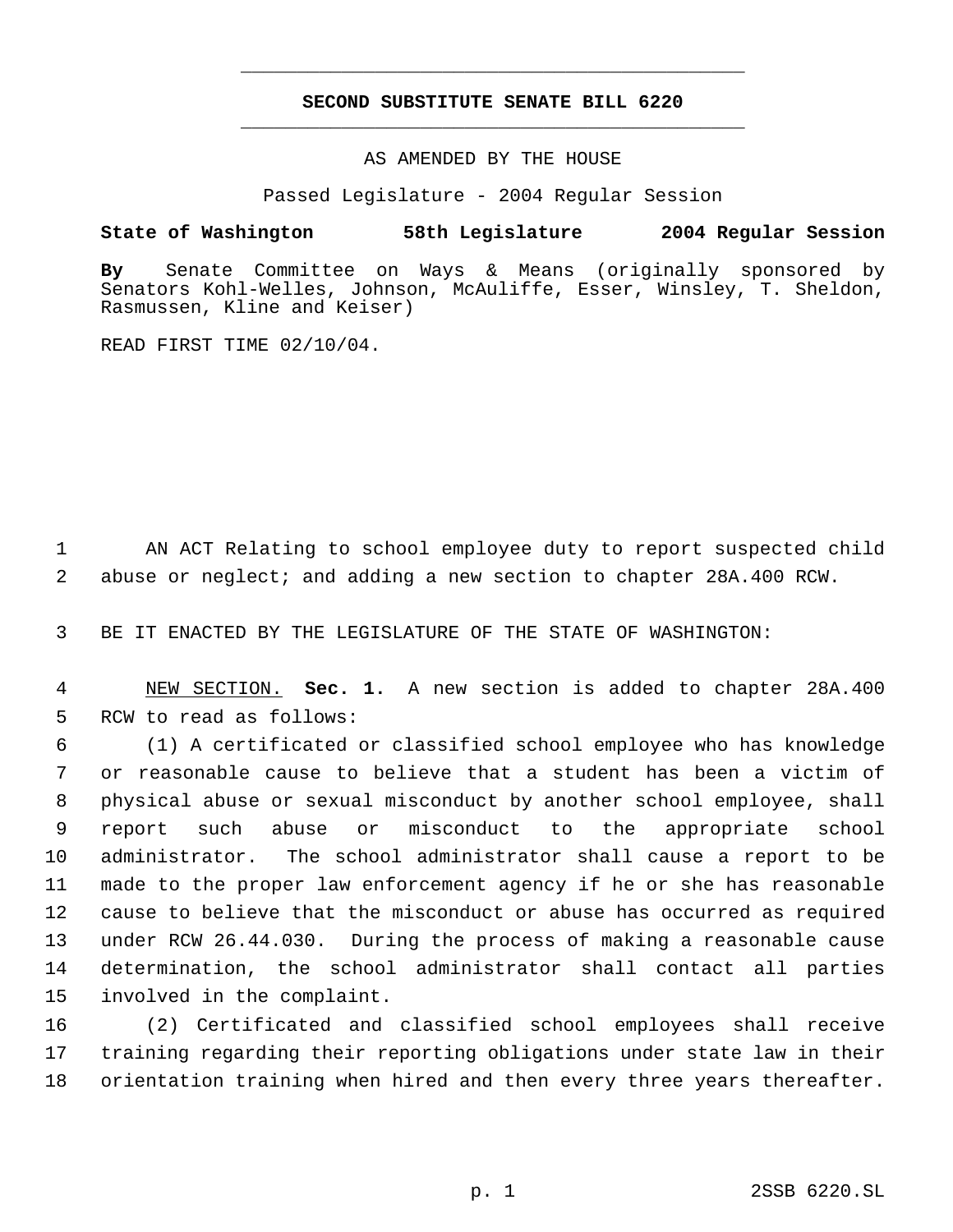# SECOND SUBSTITUTE SENATE BILL 6220

AS AMENDED BY THE HOUSE

Passed Legislature - 2004 Regular Session

**State of Washington 58th Legislature 2004 Regular Session**

**By** Senate Committee on Ways & Means (originally sponsored by Senators Kohl-Welles, Johnson, McAuliffe, Esser, Winsley, T. Sheldon, Rasmussen, Kline and Keiser)

READ FIRST TIME 02/10/04.

AN ACT Relating to school employee duty to report suspected child abuse or neglect; and adding a new section to chapter 28A.400 RCW.

BE IT ENACTED BY THE LEGISLATURE OF THE STATE OF WASHINGTON:

NEW SECTION. **Sec. 1.** A new section is added to chapter 28A.400 RCW to read as follows:

(1) A certificated or classified school employee who has knowledge or reasonable cause to believe that a student has been a victim of physical abuse or sexual misconduct by another school employee, shall report such abuse or misconduct to the appropriate school administrator. The school administrator shall cause a report to be made to the proper law enforcement agency if he or she has reasonable cause to believe that the misconduct or abuse has occurred as required under RCW 26.44.030. During the process of making a reasonable cause determination, the school administrator shall contact all parties involved in the complaint.

(2) Certificated and classified school employees shall receive training regarding their reporting obligations under state law in their orientation training when hired and then every three years thereafter.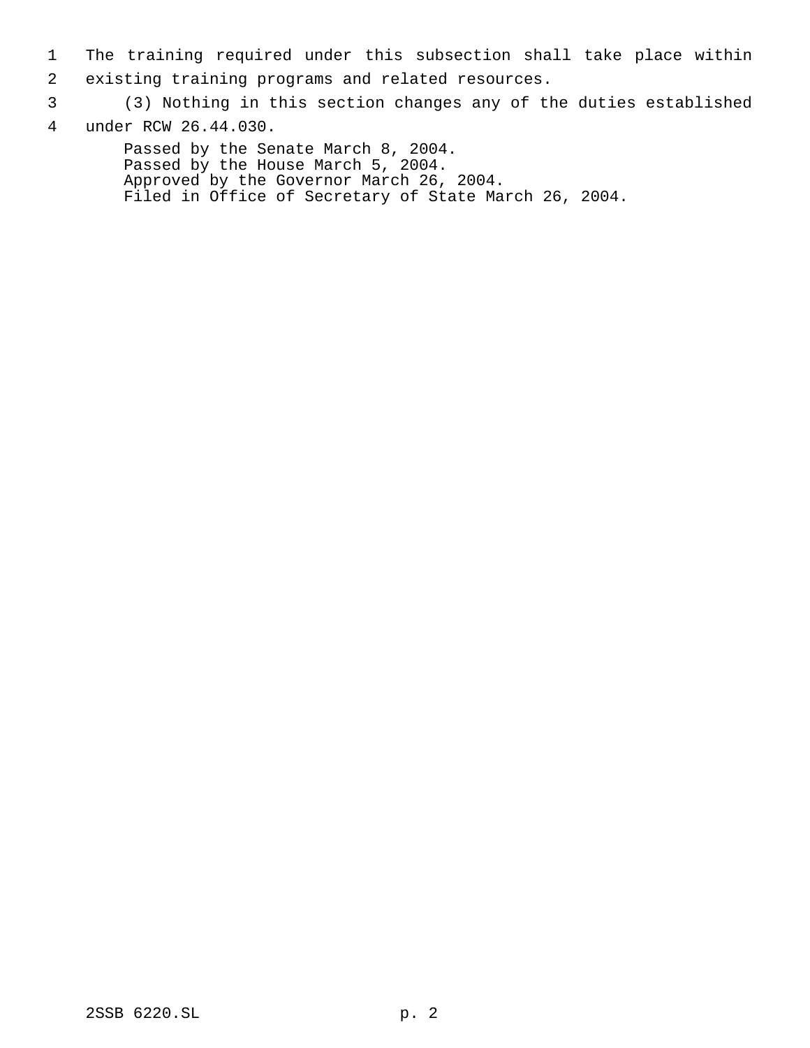The training required under this subsection shall take place within existing training programs and related resources.

(3) Nothing in this section changes any of the duties established under RCW 26.44.030.

Passed by the Senate March 8, 2004.
Passed by the House March 5, 2004.
Approved by the Governor March 26, 2004.
Filed in Office of Secretary of State March 26, 2004.